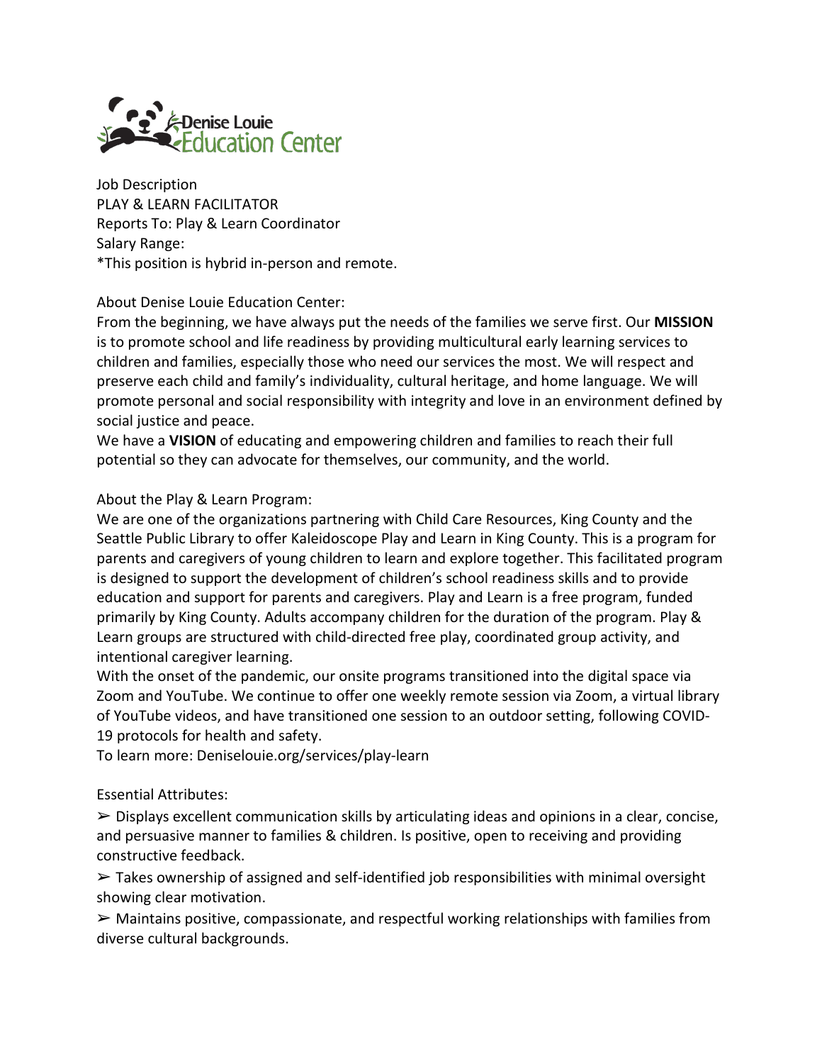Denise Louie Education Center

Job Description
PLAY & LEARN FACILITATOR
Reports To: Play & Learn Coordinator
Salary Range:
*This position is hybrid in-person and remote.

About Denise Louie Education Center:

From the beginning, we have always put the needs of the families we serve first. Our **MISSION** is to promote school and life readiness by providing multicultural early learning services to children and families, especially those who need our services the most. We will respect and preserve each child and family's individuality, cultural heritage, and home language. We will promote personal and social responsibility with integrity and love in an environment defined by social justice and peace.

We have a **VISION** of educating and empowering children and families to reach their full potential so they can advocate for themselves, our community, and the world.

About the Play & Learn Program:

We are one of the organizations partnering with Child Care Resources, King County and the Seattle Public Library to offer Kaleidoscope Play and Learn in King County. This is a program for parents and caregivers of young children to learn and explore together. This facilitated program is designed to support the development of children's school readiness skills and to provide education and support for parents and caregivers. Play and Learn is a free program, funded primarily by King County. Adults accompany children for the duration of the program. Play & Learn groups are structured with child-directed free play, coordinated group activity, and intentional caregiver learning.

With the onset of the pandemic, our onsite programs transitioned into the digital space via Zoom and YouTube. We continue to offer one weekly remote session via Zoom, a virtual library of YouTube videos, and have transitioned one session to an outdoor setting, following COVID-19 protocols for health and safety.

To learn more: Deniselouie.org/services/play-learn

Essential Attributes:

➢ Displays excellent communication skills by articulating ideas and opinions in a clear, concise, and persuasive manner to families & children. Is positive, open to receiving and providing constructive feedback.

➢ Takes ownership of assigned and self-identified job responsibilities with minimal oversight showing clear motivation.

➢ Maintains positive, compassionate, and respectful working relationships with families from diverse cultural backgrounds.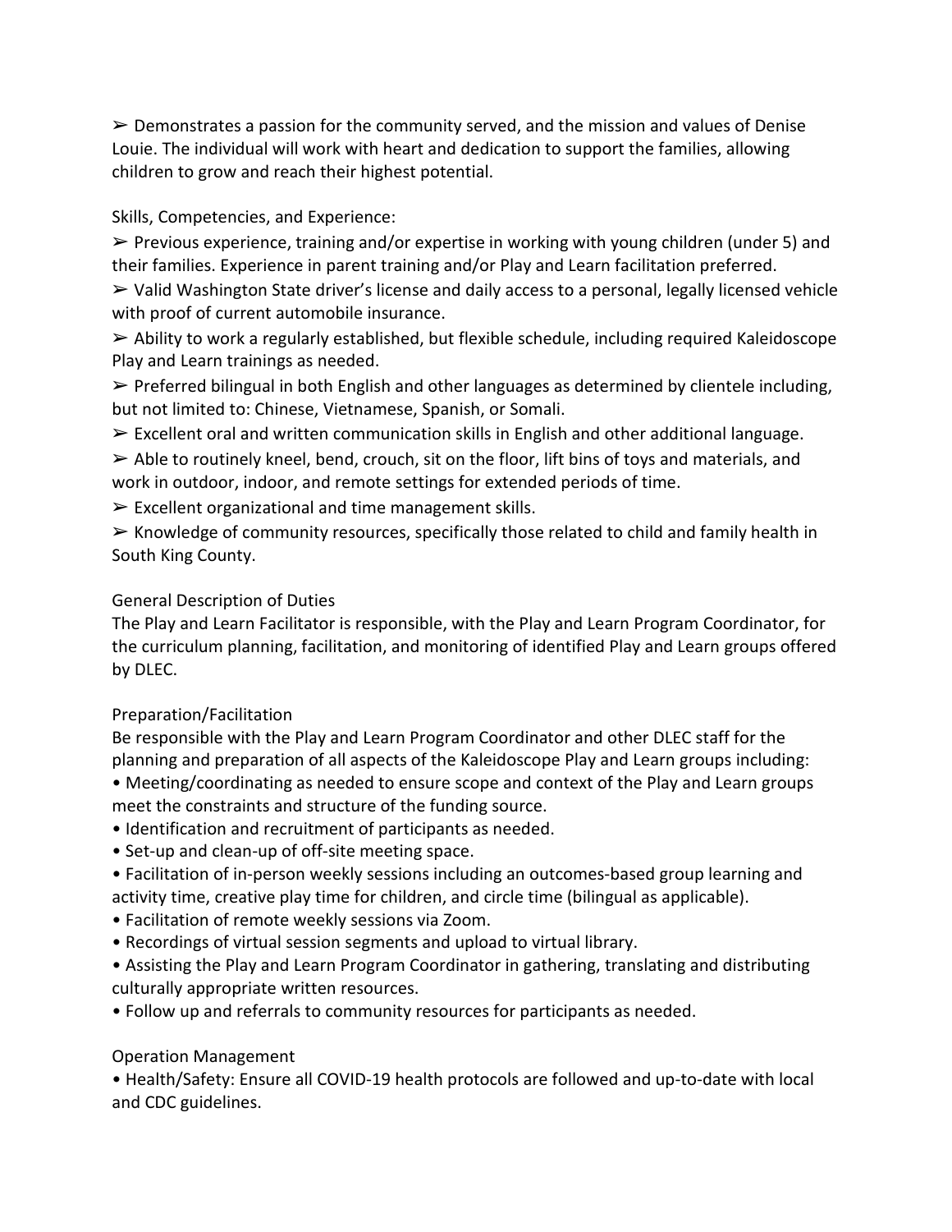➢ Demonstrates a passion for the community served, and the mission and values of Denise Louie. The individual will work with heart and dedication to support the families, allowing children to grow and reach their highest potential.

Skills, Competencies, and Experience:

➢ Previous experience, training and/or expertise in working with young children (under 5) and their families. Experience in parent training and/or Play and Learn facilitation preferred.

➢ Valid Washington State driver's license and daily access to a personal, legally licensed vehicle with proof of current automobile insurance.

➢ Ability to work a regularly established, but flexible schedule, including required Kaleidoscope Play and Learn trainings as needed.

➢ Preferred bilingual in both English and other languages as determined by clientele including, but not limited to: Chinese, Vietnamese, Spanish, or Somali.

➢ Excellent oral and written communication skills in English and other additional language.

➢ Able to routinely kneel, bend, crouch, sit on the floor, lift bins of toys and materials, and work in outdoor, indoor, and remote settings for extended periods of time.

➢ Excellent organizational and time management skills.

➢ Knowledge of community resources, specifically those related to child and family health in South King County.

General Description of Duties

The Play and Learn Facilitator is responsible, with the Play and Learn Program Coordinator, for the curriculum planning, facilitation, and monitoring of identified Play and Learn groups offered by DLEC.

Preparation/Facilitation

Be responsible with the Play and Learn Program Coordinator and other DLEC staff for the planning and preparation of all aspects of the Kaleidoscope Play and Learn groups including:

- Meeting/coordinating as needed to ensure scope and context of the Play and Learn groups meet the constraints and structure of the funding source.
- Identification and recruitment of participants as needed.
- Set-up and clean-up of off-site meeting space.
- Facilitation of in-person weekly sessions including an outcomes-based group learning and activity time, creative play time for children, and circle time (bilingual as applicable).
- Facilitation of remote weekly sessions via Zoom.
- Recordings of virtual session segments and upload to virtual library.
- Assisting the Play and Learn Program Coordinator in gathering, translating and distributing culturally appropriate written resources.
- Follow up and referrals to community resources for participants as needed.

Operation Management

- Health/Safety: Ensure all COVID-19 health protocols are followed and up-to-date with local and CDC guidelines.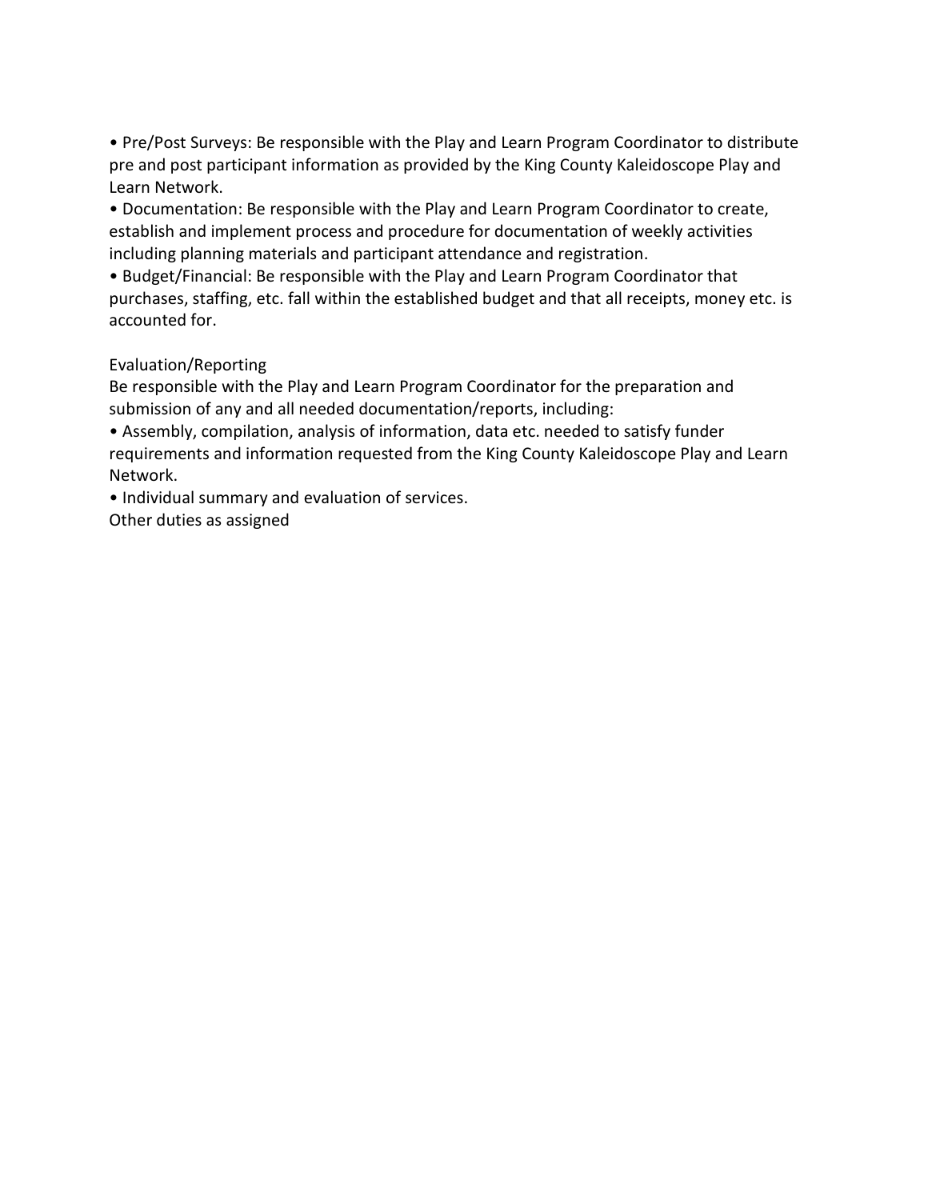- Pre/Post Surveys: Be responsible with the Play and Learn Program Coordinator to distribute pre and post participant information as provided by the King County Kaleidoscope Play and Learn Network.
- Documentation: Be responsible with the Play and Learn Program Coordinator to create, establish and implement process and procedure for documentation of weekly activities including planning materials and participant attendance and registration.
- Budget/Financial: Be responsible with the Play and Learn Program Coordinator that purchases, staffing, etc. fall within the established budget and that all receipts, money etc. is accounted for.

Evaluation/Reporting

Be responsible with the Play and Learn Program Coordinator for the preparation and submission of any and all needed documentation/reports, including:

- Assembly, compilation, analysis of information, data etc. needed to satisfy funder requirements and information requested from the King County Kaleidoscope Play and Learn Network.
- Individual summary and evaluation of services.

Other duties as assigned